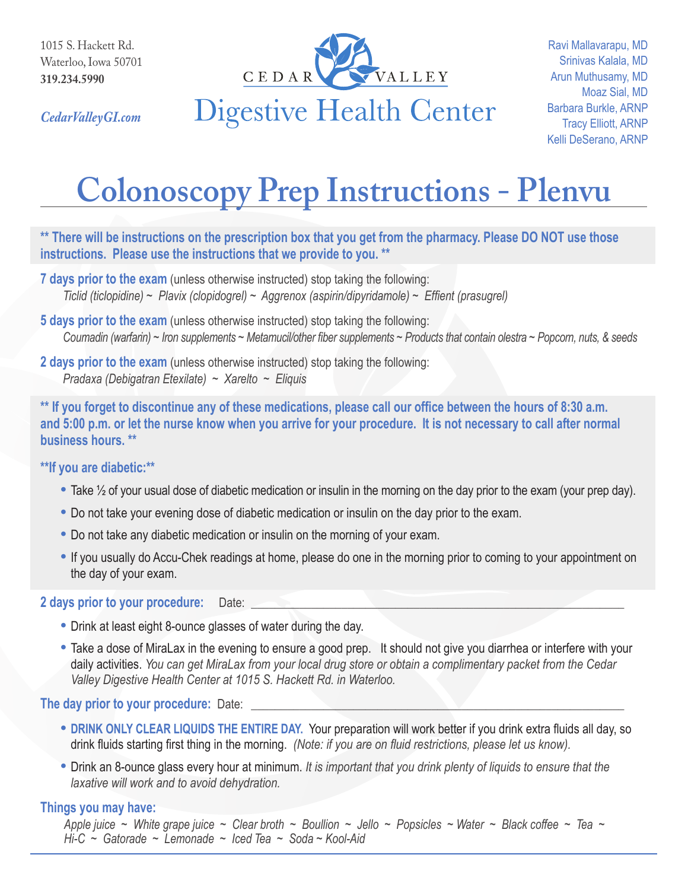1015 S. Hackett Rd.
Waterloo, Iowa 50701
**319.234.5990**

*CedarValleyGI.com*

CEDAR VALLEY
Digestive Health Center

Ravi Mallavarapu, MD
Srinivas Kalala, MD
Arun Muthusamy, MD
Moaz Sial, MD
Barbara Burkle, ARNP
Tracy Elliott, ARNP
Kelli DeSerano, ARNP

# Colonoscopy Prep Instructions - Plenvu

**** There will be instructions on the prescription box that you get from the pharmacy. Please DO NOT use those instructions. Please use the instructions that we provide to you. ****

**7 days prior to the exam** (unless otherwise instructed) stop taking the following:
*Ticlid (ticlopidine) ~ Plavix (clopidogrel) ~ Aggrenox (aspirin/dipyridamole) ~ Effient (prasugrel)*

**5 days prior to the exam** (unless otherwise instructed) stop taking the following:
*Coumadin (warfarin) ~ Iron supplements ~ Metamucil/other fiber supplements ~ Products that contain olestra ~ Popcorn, nuts, & seeds*

**2 days prior to the exam** (unless otherwise instructed) stop taking the following:
*Pradaxa (Debigatran Etexilate) ~ Xarelto ~ Eliquis*

**** If you forget to discontinue any of these medications, please call our office between the hours of 8:30 a.m. and 5:00 p.m. or let the nurse know when you arrive for your procedure. It is not necessary to call after normal business hours. ****

****If you are diabetic:****

- Take ½ of your usual dose of diabetic medication or insulin in the morning on the day prior to the exam (your prep day).
- Do not take your evening dose of diabetic medication or insulin on the day prior to the exam.
- Do not take any diabetic medication or insulin on the morning of your exam.
- If you usually do Accu-Chek readings at home, please do one in the morning prior to coming to your appointment on the day of your exam.

**2 days prior to your procedure:** Date: ______________________________

- Drink at least eight 8-ounce glasses of water during the day.
- Take a dose of MiraLax in the evening to ensure a good prep. It should not give you diarrhea or interfere with your daily activities. *You can get MiraLax from your local drug store or obtain a complimentary packet from the Cedar Valley Digestive Health Center at 1015 S. Hackett Rd. in Waterloo.*

**The day prior to your procedure:** Date: ______________________________

- **DRINK ONLY CLEAR LIQUIDS THE ENTIRE DAY.** Your preparation will work better if you drink extra fluids all day, so drink fluids starting first thing in the morning. *(Note: if you are on fluid restrictions, please let us know).*
- Drink an 8-ounce glass every hour at minimum. *It is important that you drink plenty of liquids to ensure that the laxative will work and to avoid dehydration.*

**Things you may have:**
*Apple juice ~ White grape juice ~ Clear broth ~ Boullion ~ Jello ~ Popsicles ~ Water ~ Black coffee ~ Tea ~ Hi-C ~ Gatorade ~ Lemonade ~ Iced Tea ~ Soda ~ Kool-Aid*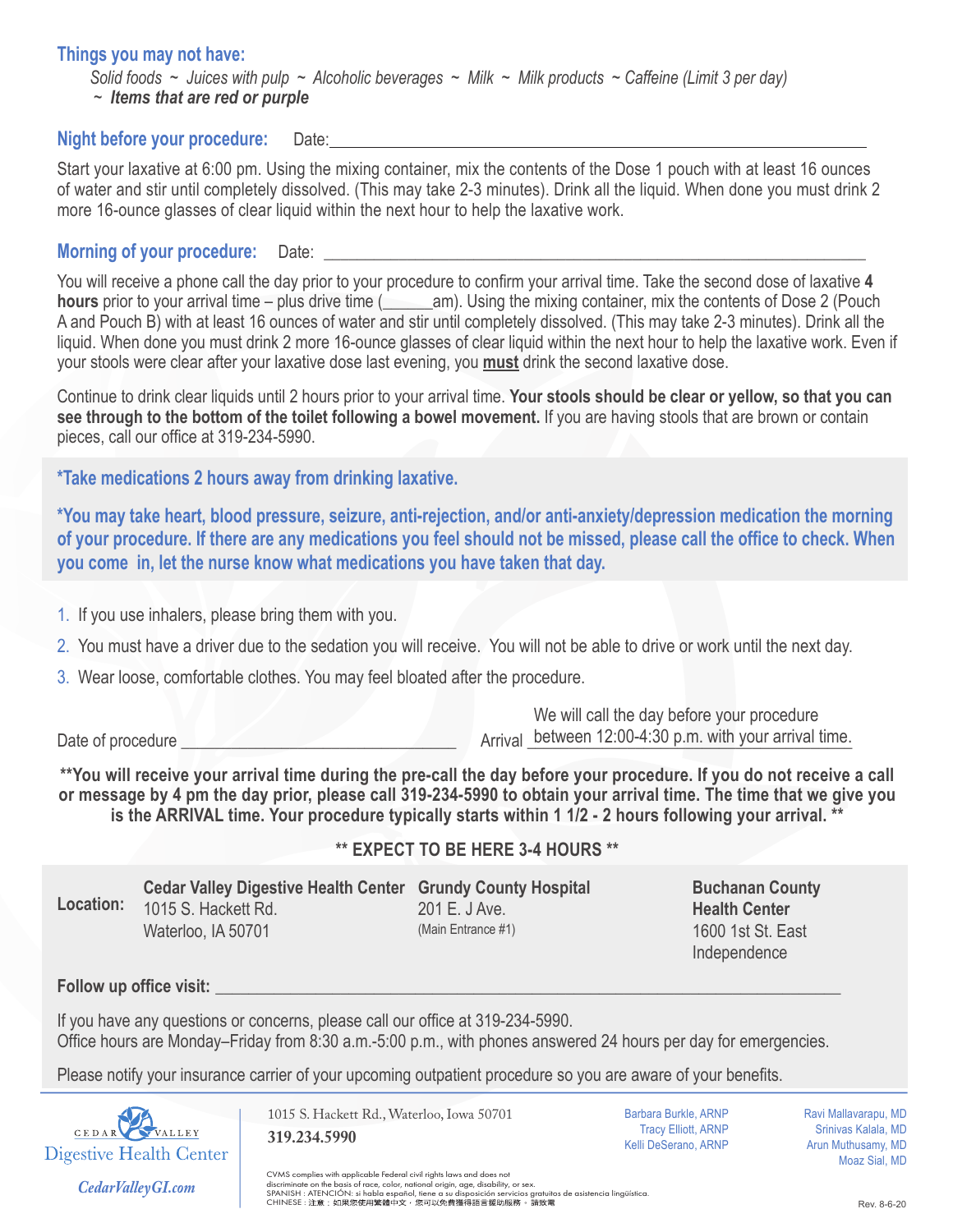### Things you may not have:

*Solid foods ~ Juices with pulp ~ Alcoholic beverages ~ Milk ~ Milk products ~ Caffeine (Limit 3 per day)*
***~ Items that are red or purple***

### Night before your procedure: Date:______________________

Start your laxative at 6:00 pm. Using the mixing container, mix the contents of the Dose 1 pouch with at least 16 ounces of water and stir until completely dissolved. (This may take 2-3 minutes). Drink all the liquid. When done you must drink 2 more 16-ounce glasses of clear liquid within the next hour to help the laxative work.

### Morning of your procedure: Date: ______________________

You will receive a phone call the day prior to your procedure to confirm your arrival time. Take the second dose of laxative **4 hours** prior to your arrival time – plus drive time (______am). Using the mixing container, mix the contents of Dose 2 (Pouch A and Pouch B) with at least 16 ounces of water and stir until completely dissolved. (This may take 2-3 minutes). Drink all the liquid. When done you must drink 2 more 16-ounce glasses of clear liquid within the next hour to help the laxative work. Even if your stools were clear after your laxative dose last evening, you **must** drink the second laxative dose.

Continue to drink clear liquids until 2 hours prior to your arrival time. **Your stools should be clear or yellow, so that you can see through to the bottom of the toilet following a bowel movement.** If you are having stools that are brown or contain pieces, call our office at 319-234-5990.

**\*Take medications 2 hours away from drinking laxative.**

**\*You may take heart, blood pressure, seizure, anti-rejection, and/or anti-anxiety/depression medication the morning of your procedure. If there are any medications you feel should not be missed, please call the office to check. When you come in, let the nurse know what medications you have taken that day.**

1. If you use inhalers, please bring them with you.
2. You must have a driver due to the sedation you will receive. You will not be able to drive or work until the next day.
3. Wear loose, comfortable clothes. You may feel bloated after the procedure.

Date of procedure ______________________ Arrival We will call the day before your procedure between 12:00-4:30 p.m. with your arrival time.

**\*\*You will receive your arrival time during the pre-call the day before your procedure. If you do not receive a call or message by 4 pm the day prior, please call 319-234-5990 to obtain your arrival time. The time that we give you is the ARRIVAL time. Your procedure typically starts within 1 1/2 - 2 hours following your arrival. \*\***

**\*\* EXPECT TO BE HERE 3-4 HOURS \*\***

| | | | |
|---|---|---|---|
| **Location:** | **Cedar Valley Digestive Health Center**<br>1015 S. Hackett Rd.<br>Waterloo, IA 50701 | **Grundy County Hospital**<br>201 E. J Ave.<br>(Main Entrance #1) | **Buchanan County Health Center**<br>1600 1st St. East<br>Independence |

**Follow up office visit:** ______________________

If you have any questions or concerns, please call our office at 319-234-5990.
Office hours are Monday–Friday from 8:30 a.m.-5:00 p.m., with phones answered 24 hours per day for emergencies.

Please notify your insurance carrier of your upcoming outpatient procedure so you are aware of your benefits.

Cedar Valley Digestive Health Center
*CedarValleyGI.com*

1015 S. Hackett Rd., Waterloo, Iowa 50701
**319.234.5990**

Barbara Burkle, ARNP
Tracy Elliott, ARNP
Kelli DeSerano, ARNP

Ravi Mallavarapu, MD
Srinivas Kalala, MD
Arun Muthusamy, MD
Moaz Sial, MD

CVMS complies with applicable Federal civil rights laws and does not discriminate on the basis of race, color, national origin, age, disability, or sex.
SPANISH : ATENCIÓN: si habla español, tiene a su disposición servicios gratuitos de asistencia lingüística.
CHINESE : 注意：如果您使用繁體中文，您可以免費獲得語言援助服務。請致電

Rev. 8-6-20